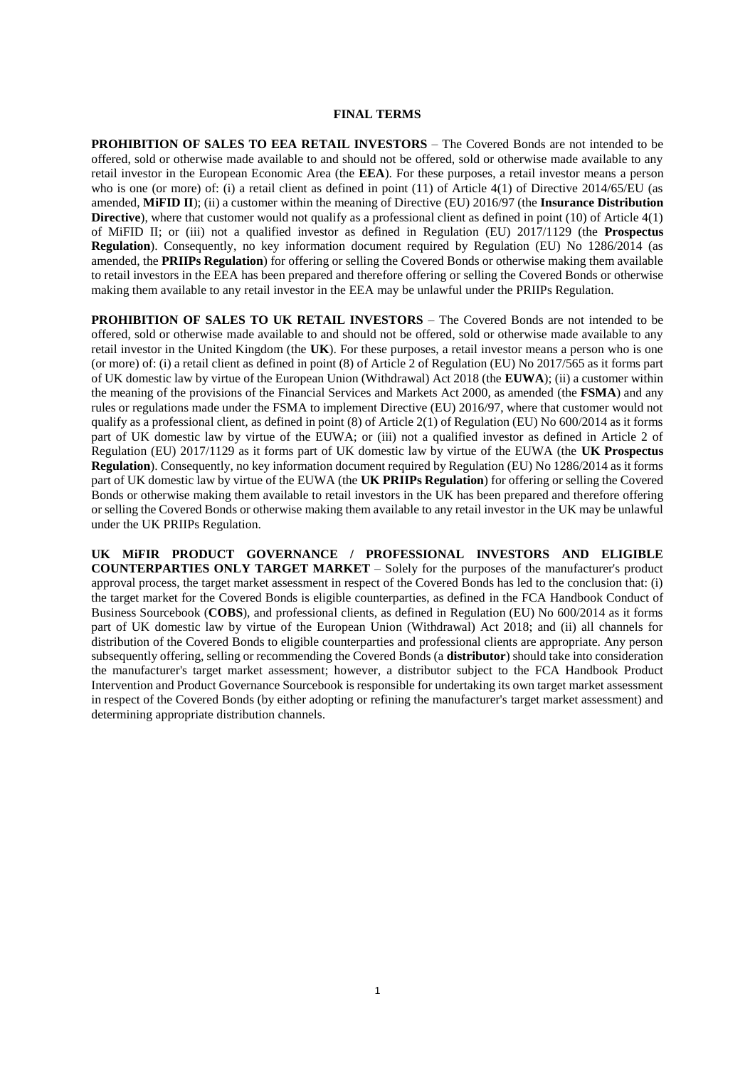# FINAL TERMS

**PROHIBITION OF SALES TO EEA RETAIL INVESTORS** – The Covered Bonds are not intended to be offered, sold or otherwise made available to and should not be offered, sold or otherwise made available to any retail investor in the European Economic Area (the **EEA**). For these purposes, a retail investor means a person who is one (or more) of: (i) a retail client as defined in point (11) of Article 4(1) of Directive 2014/65/EU (as amended, **MiFID II**); (ii) a customer within the meaning of Directive (EU) 2016/97 (the **Insurance Distribution Directive**), where that customer would not qualify as a professional client as defined in point (10) of Article 4(1) of MiFID II; or (iii) not a qualified investor as defined in Regulation (EU) 2017/1129 (the **Prospectus Regulation**). Consequently, no key information document required by Regulation (EU) No 1286/2014 (as amended, the **PRIIPs Regulation**) for offering or selling the Covered Bonds or otherwise making them available to retail investors in the EEA has been prepared and therefore offering or selling the Covered Bonds or otherwise making them available to any retail investor in the EEA may be unlawful under the PRIIPs Regulation.

**PROHIBITION OF SALES TO UK RETAIL INVESTORS** – The Covered Bonds are not intended to be offered, sold or otherwise made available to and should not be offered, sold or otherwise made available to any retail investor in the United Kingdom (the **UK**). For these purposes, a retail investor means a person who is one (or more) of: (i) a retail client as defined in point (8) of Article 2 of Regulation (EU) No 2017/565 as it forms part of UK domestic law by virtue of the European Union (Withdrawal) Act 2018 (the **EUWA**); (ii) a customer within the meaning of the provisions of the Financial Services and Markets Act 2000, as amended (the **FSMA**) and any rules or regulations made under the FSMA to implement Directive (EU) 2016/97, where that customer would not qualify as a professional client, as defined in point (8) of Article 2(1) of Regulation (EU) No 600/2014 as it forms part of UK domestic law by virtue of the EUWA; or (iii) not a qualified investor as defined in Article 2 of Regulation (EU) 2017/1129 as it forms part of UK domestic law by virtue of the EUWA (the **UK Prospectus Regulation**). Consequently, no key information document required by Regulation (EU) No 1286/2014 as it forms part of UK domestic law by virtue of the EUWA (the **UK PRIIPs Regulation**) for offering or selling the Covered Bonds or otherwise making them available to retail investors in the UK has been prepared and therefore offering or selling the Covered Bonds or otherwise making them available to any retail investor in the UK may be unlawful under the UK PRIIPs Regulation.

**UK MiFIR PRODUCT GOVERNANCE / PROFESSIONAL INVESTORS AND ELIGIBLE COUNTERPARTIES ONLY TARGET MARKET** – Solely for the purposes of the manufacturer's product approval process, the target market assessment in respect of the Covered Bonds has led to the conclusion that: (i) the target market for the Covered Bonds is eligible counterparties, as defined in the FCA Handbook Conduct of Business Sourcebook (**COBS**), and professional clients, as defined in Regulation (EU) No 600/2014 as it forms part of UK domestic law by virtue of the European Union (Withdrawal) Act 2018; and (ii) all channels for distribution of the Covered Bonds to eligible counterparties and professional clients are appropriate. Any person subsequently offering, selling or recommending the Covered Bonds (a **distributor**) should take into consideration the manufacturer's target market assessment; however, a distributor subject to the FCA Handbook Product Intervention and Product Governance Sourcebook is responsible for undertaking its own target market assessment in respect of the Covered Bonds (by either adopting or refining the manufacturer's target market assessment) and determining appropriate distribution channels.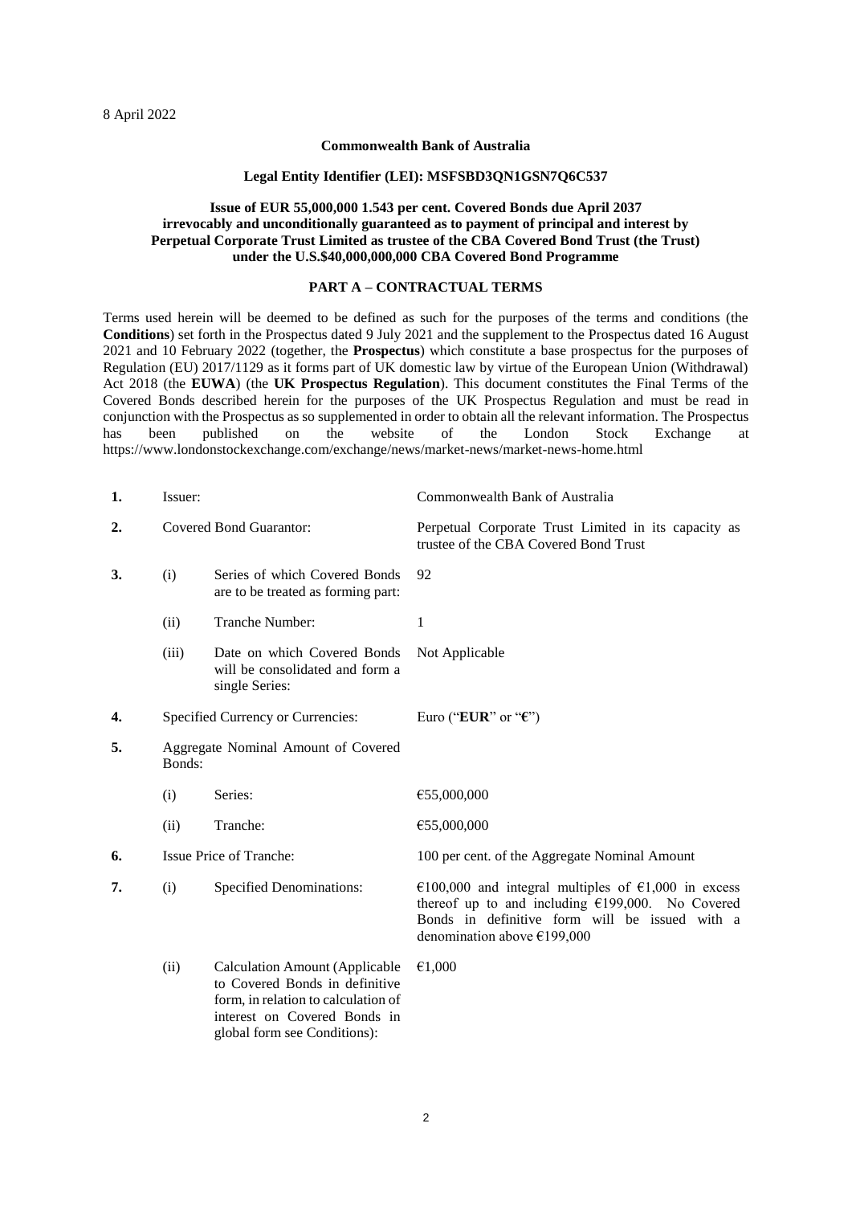8 April 2022

**Commonwealth Bank of Australia**

**Legal Entity Identifier (LEI): MSFSBD3QN1GSN7Q6C537**

**Issue of EUR 55,000,000 1.543 per cent. Covered Bonds due April 2037 irrevocably and unconditionally guaranteed as to payment of principal and interest by Perpetual Corporate Trust Limited as trustee of the CBA Covered Bond Trust (the Trust) under the U.S.$40,000,000,000 CBA Covered Bond Programme**

**PART A – CONTRACTUAL TERMS**

Terms used herein will be deemed to be defined as such for the purposes of the terms and conditions (the **Conditions**) set forth in the Prospectus dated 9 July 2021 and the supplement to the Prospectus dated 16 August 2021 and 10 February 2022 (together, the **Prospectus**) which constitute a base prospectus for the purposes of Regulation (EU) 2017/1129 as it forms part of UK domestic law by virtue of the European Union (Withdrawal) Act 2018 (the **EUWA**) (the **UK Prospectus Regulation**). This document constitutes the Final Terms of the Covered Bonds described herein for the purposes of the UK Prospectus Regulation and must be read in conjunction with the Prospectus as so supplemented in order to obtain all the relevant information. The Prospectus has been published on the website of the London Stock Exchange at https://www.londonstockexchange.com/exchange/news/market-news/market-news-home.html

| | | | |
|---|---|---|---|
| **1.** | Issuer: | | Commonwealth Bank of Australia |
| **2.** | Covered Bond Guarantor: | | Perpetual Corporate Trust Limited in its capacity as trustee of the CBA Covered Bond Trust |
| **3.** | (i) | Series of which Covered Bonds are to be treated as forming part: | 92 |
| | (ii) | Tranche Number: | 1 |
| | (iii) | Date on which Covered Bonds will be consolidated and form a single Series: | Not Applicable |
| **4.** | Specified Currency or Currencies: | | Euro ("**EUR**" or "**€**") |
| **5.** | Aggregate Nominal Amount of Covered Bonds: | | |
| | (i) | Series: | €55,000,000 |
| | (ii) | Tranche: | €55,000,000 |
| **6.** | Issue Price of Tranche: | | 100 per cent. of the Aggregate Nominal Amount |
| **7.** | (i) | Specified Denominations: | €100,000 and integral multiples of €1,000 in excess thereof up to and including €199,000. No Covered Bonds in definitive form will be issued with a denomination above €199,000 |
| | (ii) | Calculation Amount (Applicable to Covered Bonds in definitive form, in relation to calculation of interest on Covered Bonds in global form see Conditions): | €1,000 |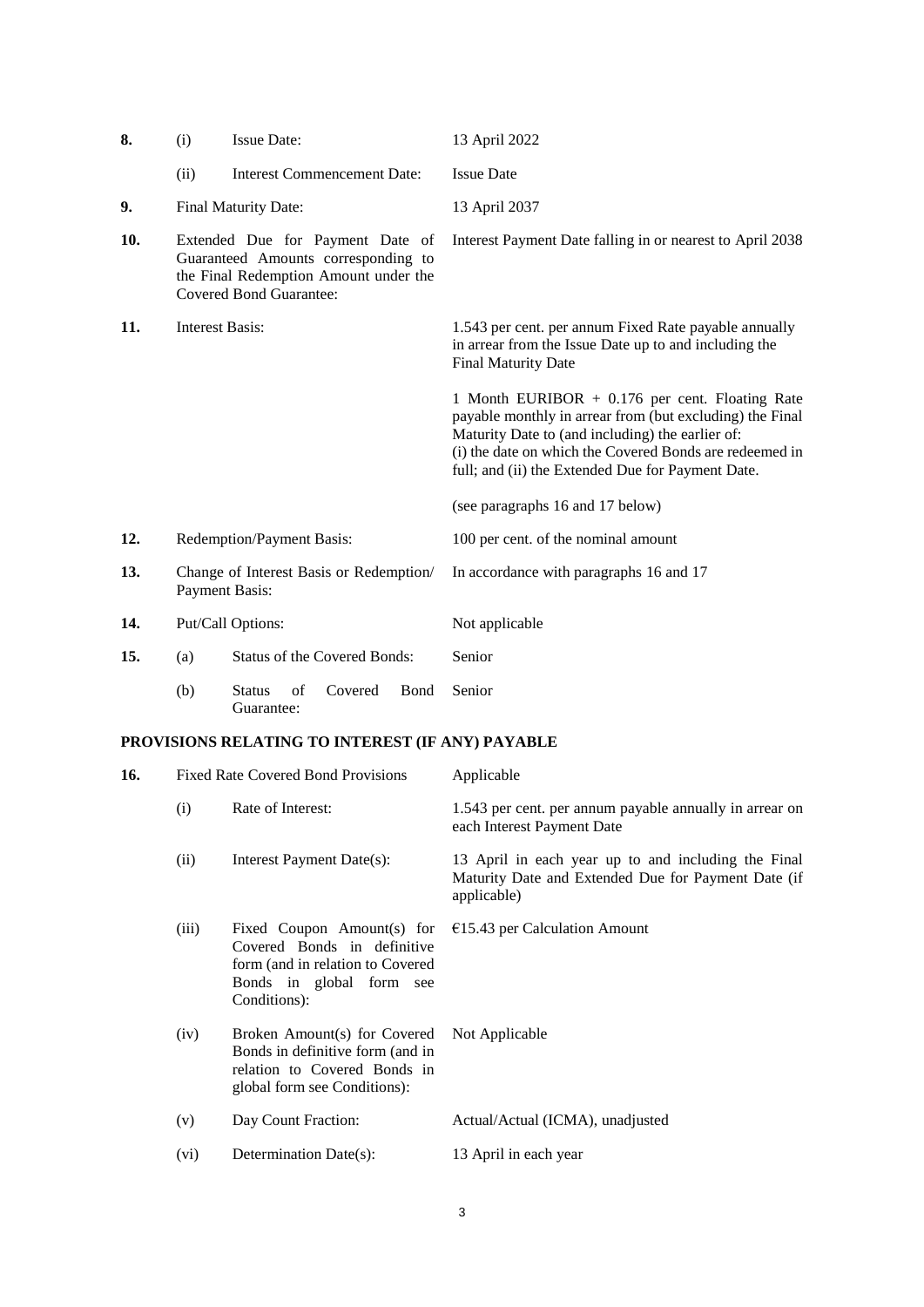| | | | |
|---|---|---|---|
| **8.** | (i) | Issue Date: | 13 April 2022 |
| | (ii) | Interest Commencement Date: | Issue Date |
| **9.** | Final Maturity Date: | | 13 April 2037 |
| **10.** | Extended Due for Payment Date of Guaranteed Amounts corresponding to the Final Redemption Amount under the Covered Bond Guarantee: | | Interest Payment Date falling in or nearest to April 2038 |
| **11.** | Interest Basis: | | 1.543 per cent. per annum Fixed Rate payable annually in arrear from the Issue Date up to and including the Final Maturity Date<br><br>1 Month EURIBOR + 0.176 per cent. Floating Rate payable monthly in arrear from (but excluding) the Final Maturity Date to (and including) the earlier of: (i) the date on which the Covered Bonds are redeemed in full; and (ii) the Extended Due for Payment Date.<br><br>(see paragraphs 16 and 17 below) |
| **12.** | Redemption/Payment Basis: | | 100 per cent. of the nominal amount |
| **13.** | Change of Interest Basis or Redemption/ Payment Basis: | | In accordance with paragraphs 16 and 17 |
| **14.** | Put/Call Options: | | Not applicable |
| **15.** | (a) | Status of the Covered Bonds: | Senior |
| | (b) | Status of Covered Bond Guarantee: | Senior |

## PROVISIONS RELATING TO INTEREST (IF ANY) PAYABLE

| | | | |
|---|---|---|---|
| **16.** | Fixed Rate Covered Bond Provisions | | Applicable |
| | (i) | Rate of Interest: | 1.543 per cent. per annum payable annually in arrear on each Interest Payment Date |
| | (ii) | Interest Payment Date(s): | 13 April in each year up to and including the Final Maturity Date and Extended Due for Payment Date (if applicable) |
| | (iii) | Fixed Coupon Amount(s) for Covered Bonds in definitive form (and in relation to Covered Bonds in global form see Conditions): | €15.43 per Calculation Amount |
| | (iv) | Broken Amount(s) for Covered Bonds in definitive form (and in relation to Covered Bonds in global form see Conditions): | Not Applicable |
| | (v) | Day Count Fraction: | Actual/Actual (ICMA), unadjusted |
| | (vi) | Determination Date(s): | 13 April in each year |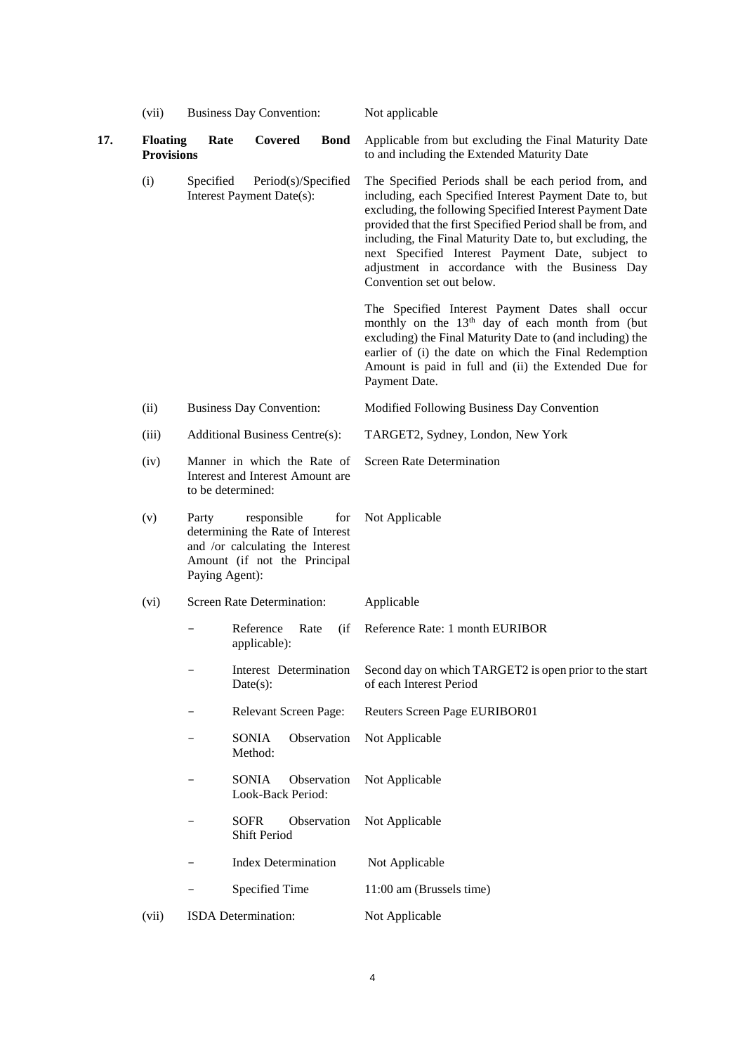| | | | |
|---|---|---|---|
| | (vii) | Business Day Convention: | Not applicable |
| **17.** | **Floating Rate Covered Bond Provisions** | | Applicable from but excluding the Final Maturity Date to and including the Extended Maturity Date |
| | (i) | Specified Period(s)/Specified Interest Payment Date(s): | The Specified Periods shall be each period from, and including, each Specified Interest Payment Date to, but excluding, the following Specified Interest Payment Date provided that the first Specified Period shall be from, and including, the Final Maturity Date to, but excluding, the next Specified Interest Payment Date, subject to adjustment in accordance with the Business Day Convention set out below.<br><br>The Specified Interest Payment Dates shall occur monthly on the 13th day of each month from (but excluding) the Final Maturity Date to (and including) the earlier of (i) the date on which the Final Redemption Amount is paid in full and (ii) the Extended Due for Payment Date. |
| | (ii) | Business Day Convention: | Modified Following Business Day Convention |
| | (iii) | Additional Business Centre(s): | TARGET2, Sydney, London, New York |
| | (iv) | Manner in which the Rate of Interest and Interest Amount are to be determined: | Screen Rate Determination |
| | (v) | Party responsible for determining the Rate of Interest and /or calculating the Interest Amount (if not the Principal Paying Agent): | Not Applicable |
| | (vi) | Screen Rate Determination: | Applicable |
| | | – Reference Rate (if applicable): | Reference Rate: 1 month EURIBOR |
| | | – Interest Determination Date(s): | Second day on which TARGET2 is open prior to the start of each Interest Period |
| | | – Relevant Screen Page: | Reuters Screen Page EURIBOR01 |
| | | – SONIA Observation Method: | Not Applicable |
| | | – SONIA Observation Look-Back Period: | Not Applicable |
| | | – SOFR Observation Shift Period | Not Applicable |
| | | – Index Determination | Not Applicable |
| | | – Specified Time | 11:00 am (Brussels time) |
| | (vii) | ISDA Determination: | Not Applicable |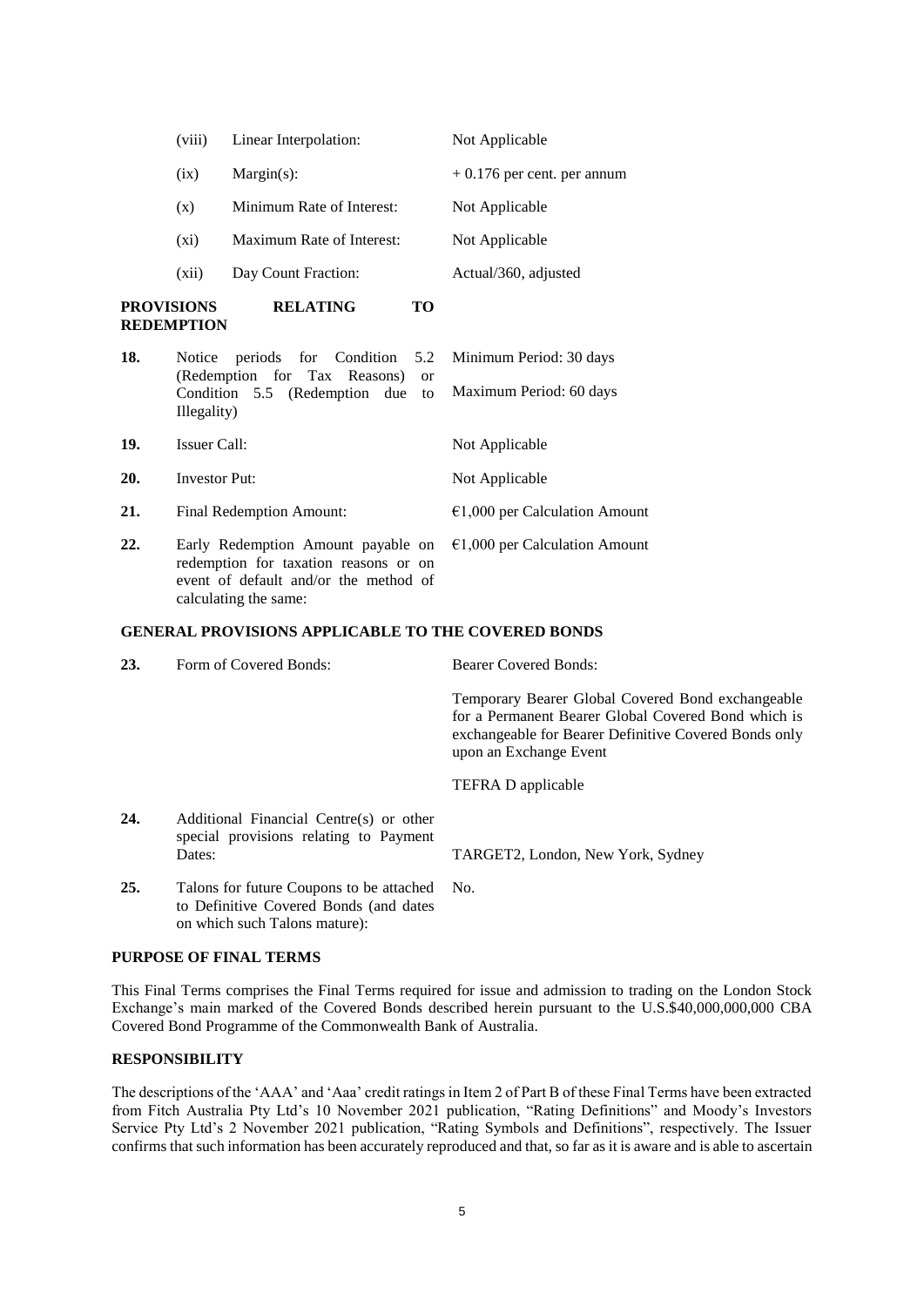| | | |
|---|---|---|
| (viii) | Linear Interpolation: | Not Applicable |
| (ix) | Margin(s): | + 0.176 per cent. per annum |
| (x) | Minimum Rate of Interest: | Not Applicable |
| (xi) | Maximum Rate of Interest: | Not Applicable |
| (xii) | Day Count Fraction: | Actual/360, adjusted |

**PROVISIONS RELATING TO REDEMPTION**

| | | |
|---|---|---|
| **18.** | Notice periods for Condition 5.2 (Redemption for Tax Reasons) or Condition 5.5 (Redemption due to Illegality) | Minimum Period: 30 days<br><br>Maximum Period: 60 days |
| **19.** | Issuer Call: | Not Applicable |
| **20.** | Investor Put: | Not Applicable |
| **21.** | Final Redemption Amount: | €1,000 per Calculation Amount |
| **22.** | Early Redemption Amount payable on redemption for taxation reasons or on event of default and/or the method of calculating the same: | €1,000 per Calculation Amount |

**GENERAL PROVISIONS APPLICABLE TO THE COVERED BONDS**

| | | |
|---|---|---|
| **23.** | Form of Covered Bonds: | Bearer Covered Bonds:<br><br>Temporary Bearer Global Covered Bond exchangeable for a Permanent Bearer Global Covered Bond which is exchangeable for Bearer Definitive Covered Bonds only upon an Exchange Event<br><br>TEFRA D applicable |
| **24.** | Additional Financial Centre(s) or other special provisions relating to Payment Dates: | TARGET2, London, New York, Sydney |
| **25.** | Talons for future Coupons to be attached to Definitive Covered Bonds (and dates on which such Talons mature): | No. |

**PURPOSE OF FINAL TERMS**

This Final Terms comprises the Final Terms required for issue and admission to trading on the London Stock Exchange's main marked of the Covered Bonds described herein pursuant to the U.S.$40,000,000,000 CBA Covered Bond Programme of the Commonwealth Bank of Australia.

**RESPONSIBILITY**

The descriptions of the 'AAA' and 'Aaa' credit ratings in Item 2 of Part B of these Final Terms have been extracted from Fitch Australia Pty Ltd's 10 November 2021 publication, "Rating Definitions" and Moody's Investors Service Pty Ltd's 2 November 2021 publication, "Rating Symbols and Definitions", respectively. The Issuer confirms that such information has been accurately reproduced and that, so far as it is aware and is able to ascertain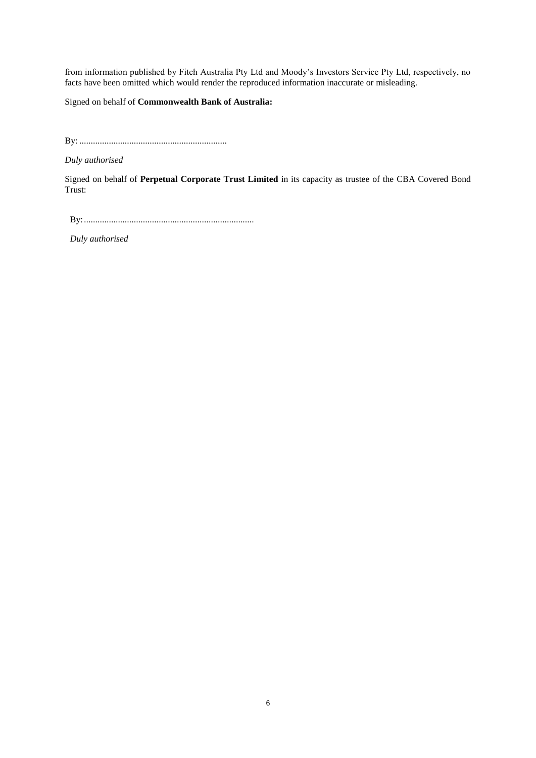from information published by Fitch Australia Pty Ltd and Moody's Investors Service Pty Ltd, respectively, no facts have been omitted which would render the reproduced information inaccurate or misleading.

Signed on behalf of **Commonwealth Bank of Australia:**

By: .................................................................

*Duly authorised*

Signed on behalf of **Perpetual Corporate Trust Limited** in its capacity as trustee of the CBA Covered Bond Trust:

By: ...........................................................................

*Duly authorised*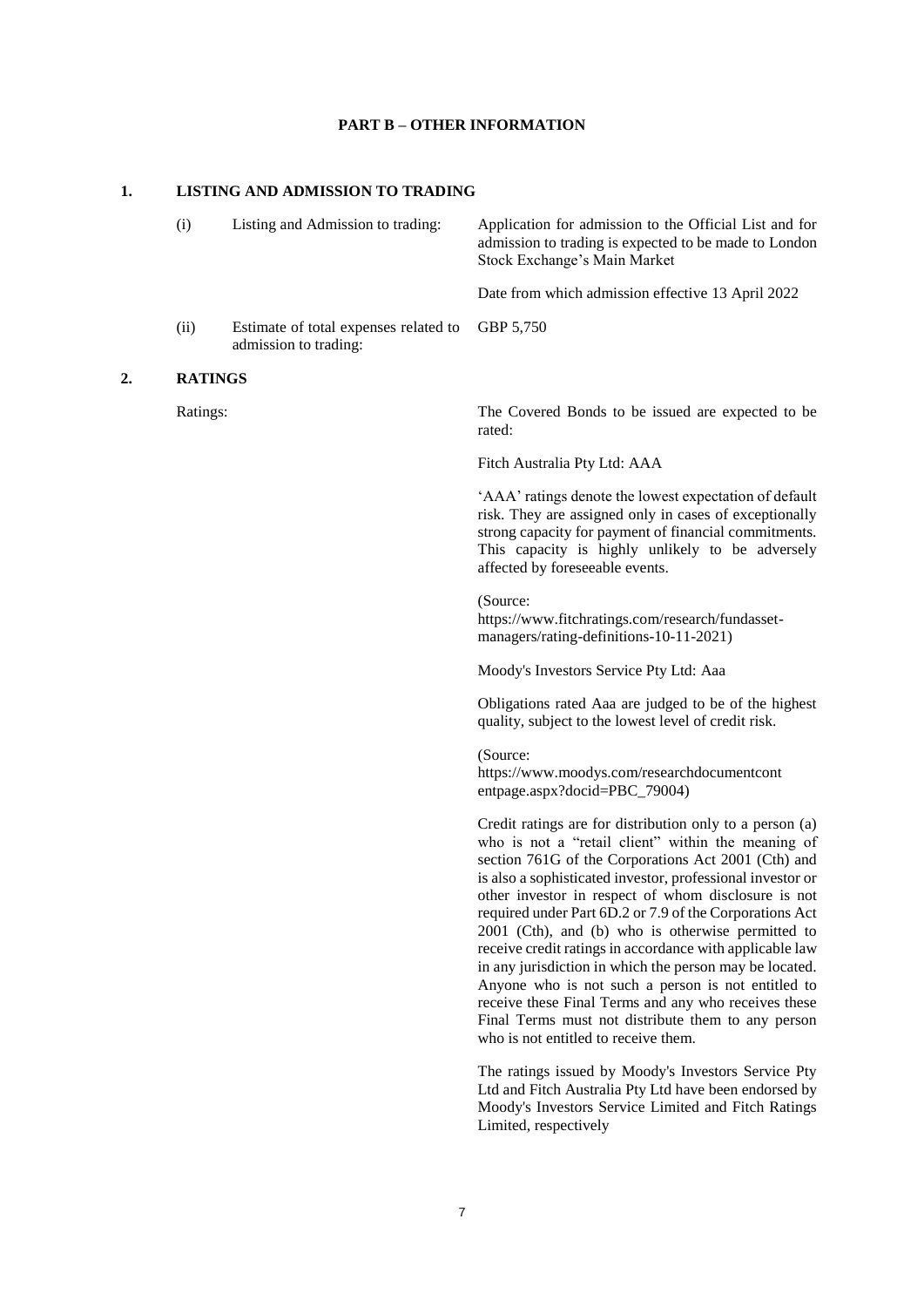## PART B – OTHER INFORMATION

### 1. LISTING AND ADMISSION TO TRADING

| | | |
|---|---|---|
| (i) | Listing and Admission to trading: | Application for admission to the Official List and for admission to trading is expected to be made to London Stock Exchange's Main Market<br><br>Date from which admission effective 13 April 2022 |
| (ii) | Estimate of total expenses related to admission to trading: | GBP 5,750 |

### 2. RATINGS

| | |
|---|---|
| Ratings: | The Covered Bonds to be issued are expected to be rated:<br><br>Fitch Australia Pty Ltd: AAA<br><br>'AAA' ratings denote the lowest expectation of default risk. They are assigned only in cases of exceptionally strong capacity for payment of financial commitments. This capacity is highly unlikely to be adversely affected by foreseeable events.<br><br>(Source: https://www.fitchratings.com/research/fundasset-managers/rating-definitions-10-11-2021)<br><br>Moody's Investors Service Pty Ltd: Aaa<br><br>Obligations rated Aaa are judged to be of the highest quality, subject to the lowest level of credit risk.<br><br>(Source: https://www.moodys.com/researchdocumentcont entpage.aspx?docid=PBC_79004)<br><br>Credit ratings are for distribution only to a person (a) who is not a "retail client" within the meaning of section 761G of the Corporations Act 2001 (Cth) and is also a sophisticated investor, professional investor or other investor in respect of whom disclosure is not required under Part 6D.2 or 7.9 of the Corporations Act 2001 (Cth), and (b) who is otherwise permitted to receive credit ratings in accordance with applicable law in any jurisdiction in which the person may be located. Anyone who is not such a person is not entitled to receive these Final Terms and any who receives these Final Terms must not distribute them to any person who is not entitled to receive them.<br><br>The ratings issued by Moody's Investors Service Pty Ltd and Fitch Australia Pty Ltd have been endorsed by Moody's Investors Service Limited and Fitch Ratings Limited, respectively |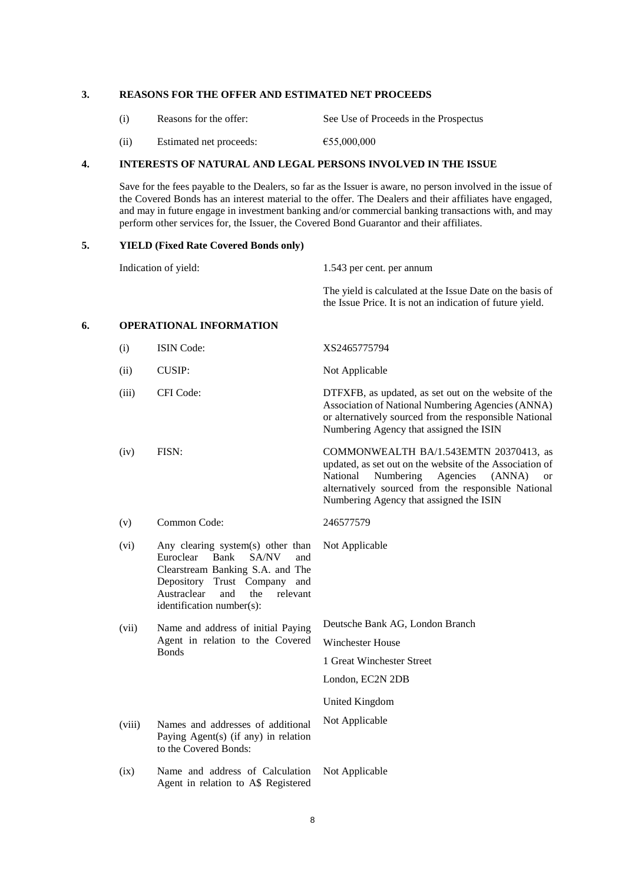## 3. REASONS FOR THE OFFER AND ESTIMATED NET PROCEEDS

| | | |
|---|---|---|
| (i) | Reasons for the offer: | See Use of Proceeds in the Prospectus |
| (ii) | Estimated net proceeds: | €55,000,000 |

## 4. INTERESTS OF NATURAL AND LEGAL PERSONS INVOLVED IN THE ISSUE

Save for the fees payable to the Dealers, so far as the Issuer is aware, no person involved in the issue of the Covered Bonds has an interest material to the offer. The Dealers and their affiliates have engaged, and may in future engage in investment banking and/or commercial banking transactions with, and may perform other services for, the Issuer, the Covered Bond Guarantor and their affiliates.

## 5. YIELD (Fixed Rate Covered Bonds only)

| | |
|---|---|
| Indication of yield: | 1.543 per cent. per annum |
| | The yield is calculated at the Issue Date on the basis of the Issue Price. It is not an indication of future yield. |

## 6. OPERATIONAL INFORMATION

| | | |
|---|---|---|
| (i) | ISIN Code: | XS2465775794 |
| (ii) | CUSIP: | Not Applicable |
| (iii) | CFI Code: | DTFXFB, as updated, as set out on the website of the Association of National Numbering Agencies (ANNA) or alternatively sourced from the responsible National Numbering Agency that assigned the ISIN |
| (iv) | FISN: | COMMONWEALTH BA/1.543EMTN 20370413, as updated, as set out on the website of the Association of National Numbering Agencies (ANNA) or alternatively sourced from the responsible National Numbering Agency that assigned the ISIN |
| (v) | Common Code: | 246577579 |
| (vi) | Any clearing system(s) other than Euroclear Bank SA/NV and Clearstream Banking S.A. and The Depository Trust Company and Austraclear and the relevant identification number(s): | Not Applicable |
| (vii) | Name and address of initial Paying Agent in relation to the Covered Bonds | Deutsche Bank AG, London Branch<br>Winchester House<br>1 Great Winchester Street<br>London, EC2N 2DB<br>United Kingdom |
| (viii) | Names and addresses of additional Paying Agent(s) (if any) in relation to the Covered Bonds: | Not Applicable |
| (ix) | Name and address of Calculation Agent in relation to A$ Registered | Not Applicable |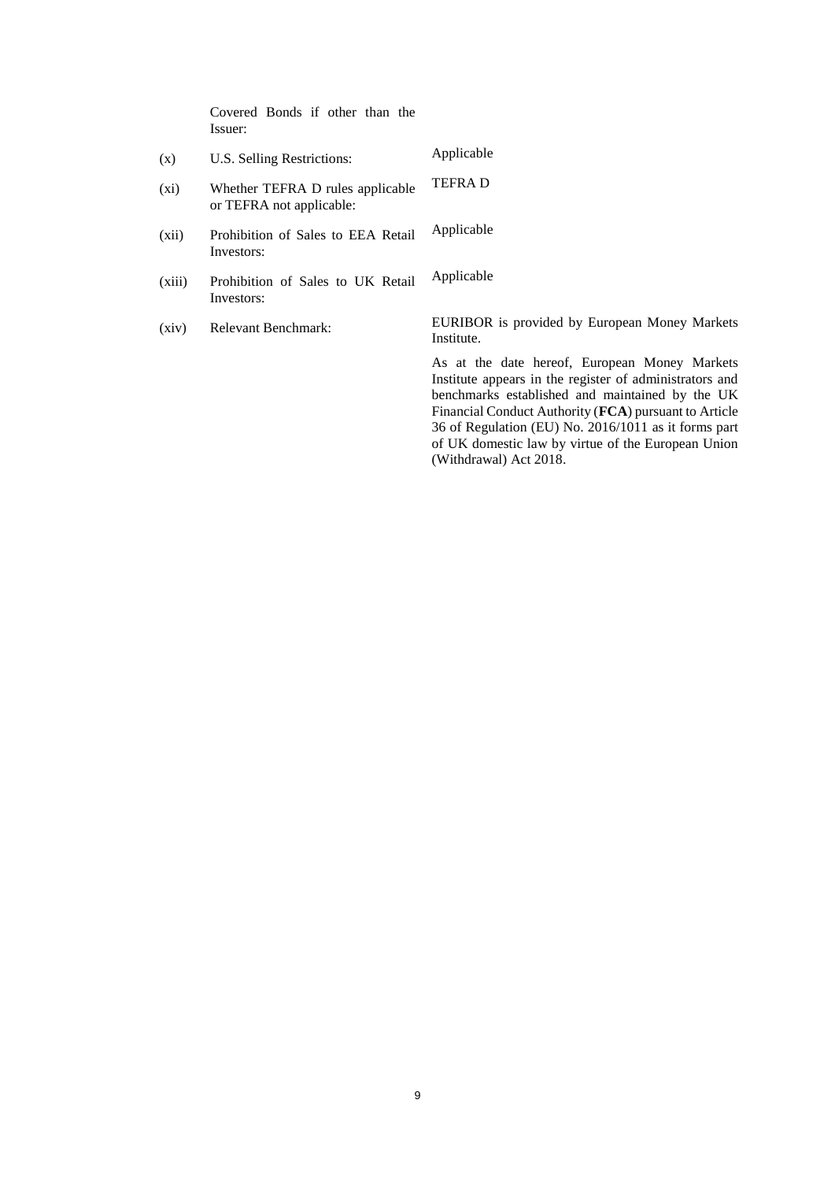| | | |
|---|---|---|
| | Covered Bonds if other than the Issuer: | |
| (x) | U.S. Selling Restrictions: | Applicable |
| (xi) | Whether TEFRA D rules applicable or TEFRA not applicable: | TEFRA D |
| (xii) | Prohibition of Sales to EEA Retail Investors: | Applicable |
| (xiii) | Prohibition of Sales to UK Retail Investors: | Applicable |
| (xiv) | Relevant Benchmark: | EURIBOR is provided by European Money Markets Institute.<br><br>As at the date hereof, European Money Markets Institute appears in the register of administrators and benchmarks established and maintained by the UK Financial Conduct Authority (**FCA**) pursuant to Article 36 of Regulation (EU) No. 2016/1011 as it forms part of UK domestic law by virtue of the European Union (Withdrawal) Act 2018. |